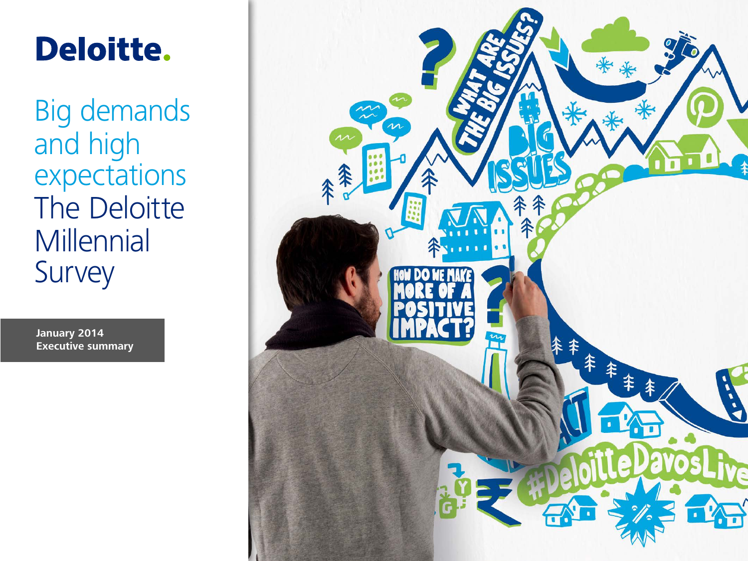Deloitte.

# Big demands and high expectations The Deloitte Millennial Survey

**January 2014**
**Executive summary**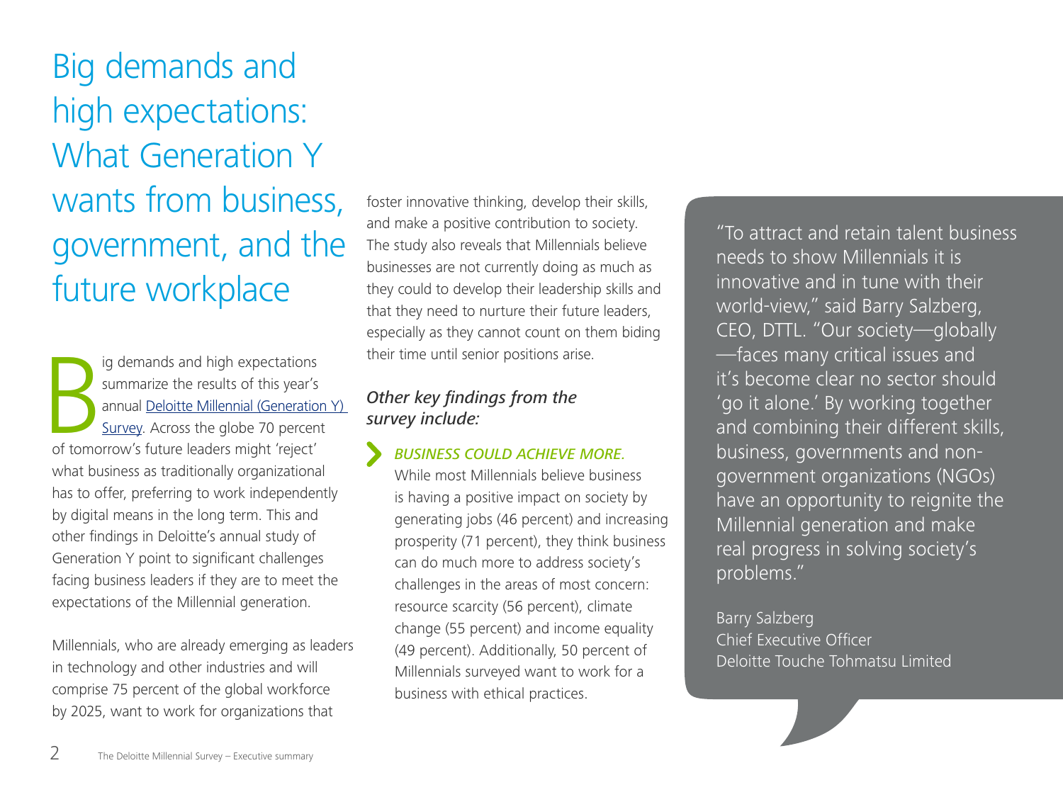# Big demands and high expectations: What Generation Y wants from business, government, and the future workplace

Big demands and high expectations summarize the results of this year's annual [Deloitte Millennial (Generation Y) Survey](). Across the globe 70 percent of tomorrow's future leaders might 'reject' what business as traditionally organizational has to offer, preferring to work independently by digital means in the long term. This and other findings in Deloitte's annual study of Generation Y point to significant challenges facing business leaders if they are to meet the expectations of the Millennial generation.

Millennials, who are already emerging as leaders in technology and other industries and will comprise 75 percent of the global workforce by 2025, want to work for organizations that foster innovative thinking, develop their skills, and make a positive contribution to society. The study also reveals that Millennials believe businesses are not currently doing as much as they could to develop their leadership skills and that they need to nurture their future leaders, especially as they cannot count on them biding their time until senior positions arise.

### *Other key findings from the survey include:*

- ***BUSINESS COULD ACHIEVE MORE.*** While most Millennials believe business is having a positive impact on society by generating jobs (46 percent) and increasing prosperity (71 percent), they think business can do much more to address society's challenges in the areas of most concern: resource scarcity (56 percent), climate change (55 percent) and income equality (49 percent). Additionally, 50 percent of Millennials surveyed want to work for a business with ethical practices.

> "To attract and retain talent business needs to show Millennials it is innovative and in tune with their world-view," said Barry Salzberg, CEO, DTTL. "Our society—globally—faces many critical issues and it's become clear no sector should 'go it alone.' By working together and combining their different skills, business, governments and non-government organizations (NGOs) have an opportunity to reignite the Millennial generation and make real progress in solving society's problems."
>
> Barry Salzberg
> Chief Executive Officer
> Deloitte Touche Tohmatsu Limited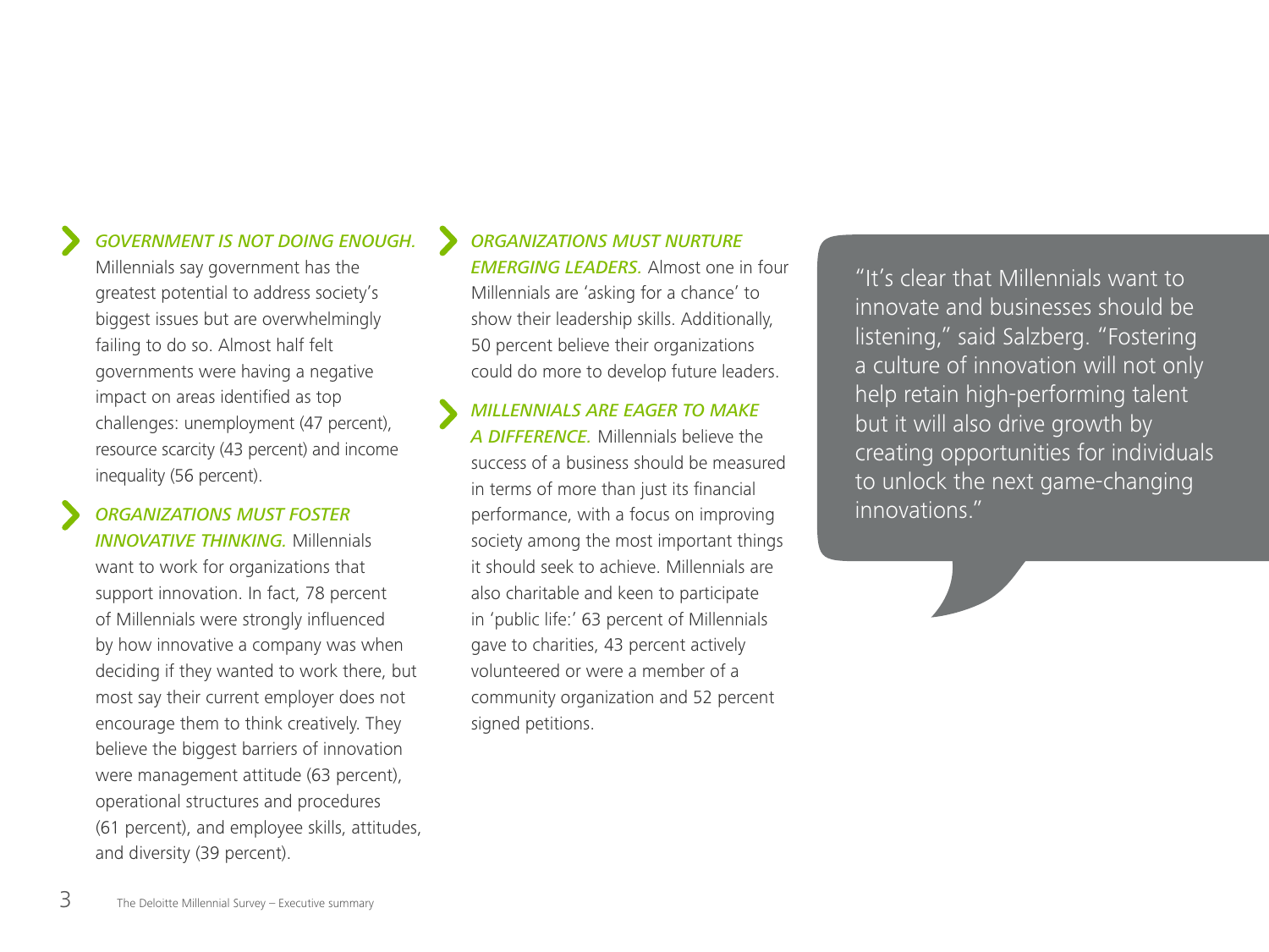***GOVERNMENT IS NOT DOING ENOUGH.*** Millennials say government has the greatest potential to address society's biggest issues but are overwhelmingly failing to do so. Almost half felt governments were having a negative impact on areas identified as top challenges: unemployment (47 percent), resource scarcity (43 percent) and income inequality (56 percent).

***ORGANIZATIONS MUST FOSTER INNOVATIVE THINKING.*** Millennials want to work for organizations that support innovation. In fact, 78 percent of Millennials were strongly influenced by how innovative a company was when deciding if they wanted to work there, but most say their current employer does not encourage them to think creatively. They believe the biggest barriers of innovation were management attitude (63 percent), operational structures and procedures (61 percent), and employee skills, attitudes, and diversity (39 percent).

***ORGANIZATIONS MUST NURTURE EMERGING LEADERS.*** Almost one in four Millennials are 'asking for a chance' to show their leadership skills. Additionally, 50 percent believe their organizations could do more to develop future leaders.

***MILLENNIALS ARE EAGER TO MAKE A DIFFERENCE.*** Millennials believe the success of a business should be measured in terms of more than just its financial performance, with a focus on improving society among the most important things it should seek to achieve. Millennials are also charitable and keen to participate in 'public life:' 63 percent of Millennials gave to charities, 43 percent actively volunteered or were a member of a community organization and 52 percent signed petitions.

"It's clear that Millennials want to innovate and businesses should be listening," said Salzberg. "Fostering a culture of innovation will not only help retain high-performing talent but it will also drive growth by creating opportunities for individuals to unlock the next game-changing innovations."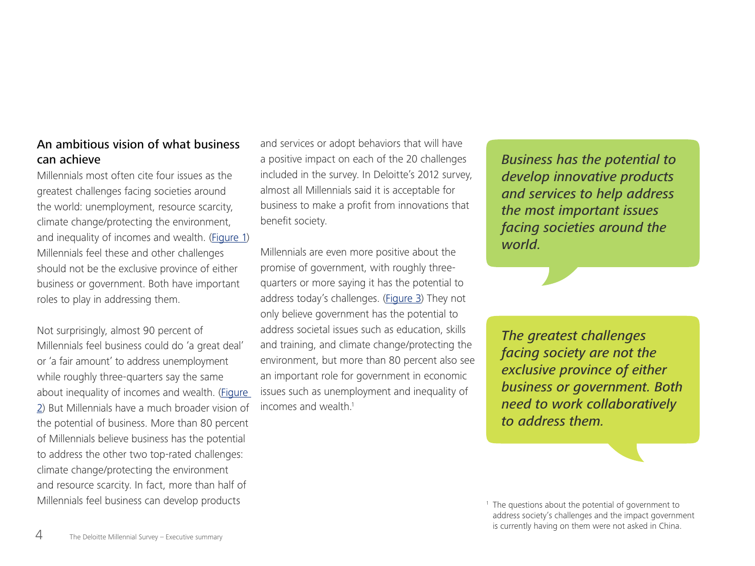## An ambitious vision of what business can achieve

Millennials most often cite four issues as the greatest challenges facing societies around the world: unemployment, resource scarcity, climate change/protecting the environment, and inequality of incomes and wealth. (Figure 1) Millennials feel these and other challenges should not be the exclusive province of either business or government. Both have important roles to play in addressing them.

Not surprisingly, almost 90 percent of Millennials feel business could do 'a great deal' or 'a fair amount' to address unemployment while roughly three-quarters say the same about inequality of incomes and wealth. (Figure 2) But Millennials have a much broader vision of the potential of business. More than 80 percent of Millennials believe business has the potential to address the other two top-rated challenges: climate change/protecting the environment and resource scarcity. In fact, more than half of Millennials feel business can develop products and services or adopt behaviors that will have a positive impact on each of the 20 challenges included in the survey. In Deloitte's 2012 survey, almost all Millennials said it is acceptable for business to make a profit from innovations that benefit society.

Millennials are even more positive about the promise of government, with roughly three-quarters or more saying it has the potential to address today's challenges. (Figure 3) They not only believe government has the potential to address societal issues such as education, skills and training, and climate change/protecting the environment, but more than 80 percent also see an important role for government in economic issues such as unemployment and inequality of incomes and wealth.[1]

*Business has the potential to develop innovative products and services to help address the most important issues facing societies around the world.*

*The greatest challenges facing society are not the exclusive province of either business or government. Both need to work collaboratively to address them.*

[1] The questions about the potential of government to address society's challenges and the impact government is currently having on them were not asked in China.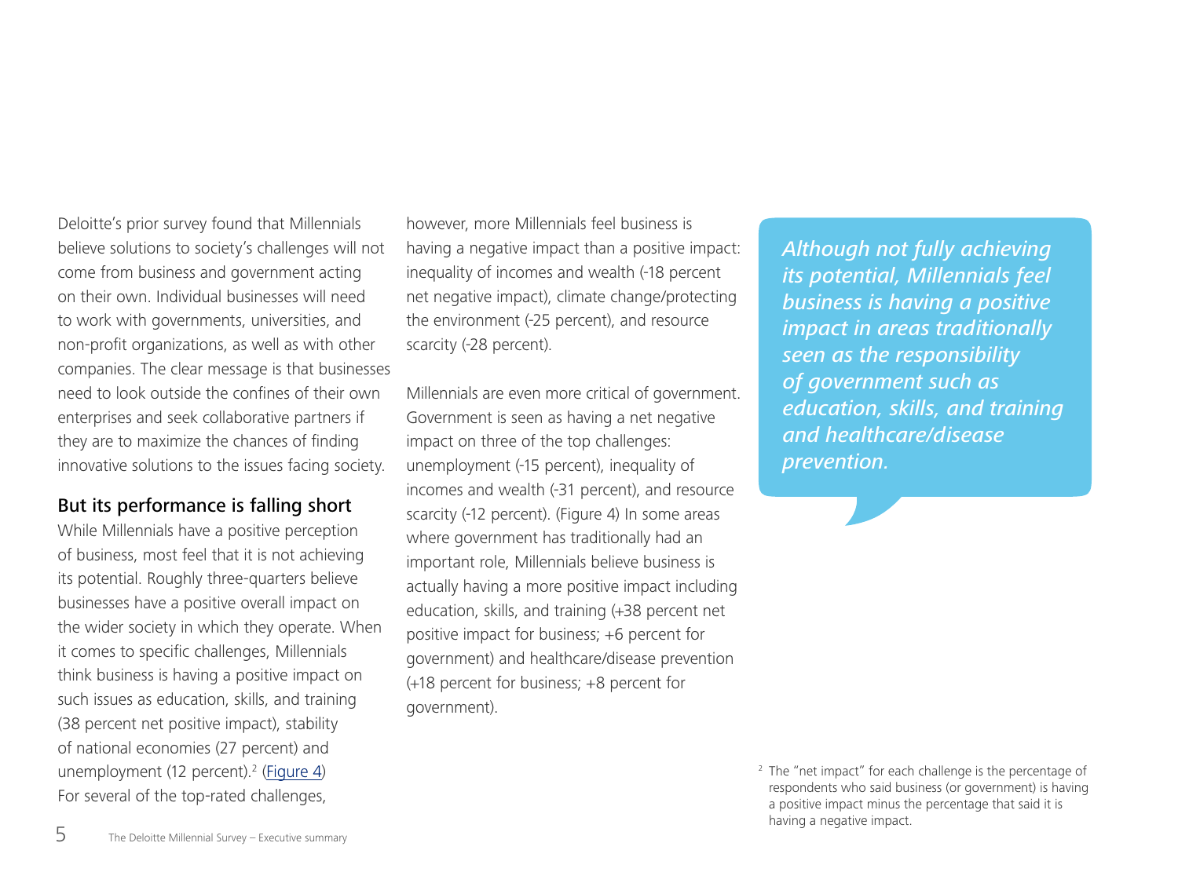Deloitte's prior survey found that Millennials believe solutions to society's challenges will not come from business and government acting on their own. Individual businesses will need to work with governments, universities, and non-profit organizations, as well as with other companies. The clear message is that businesses need to look outside the confines of their own enterprises and seek collaborative partners if they are to maximize the chances of finding innovative solutions to the issues facing society.

### But its performance is falling short

While Millennials have a positive perception of business, most feel that it is not achieving its potential. Roughly three-quarters believe businesses have a positive overall impact on the wider society in which they operate. When it comes to specific challenges, Millennials think business is having a positive impact on such issues as education, skills, and training (38 percent net positive impact), stability of national economies (27 percent) and unemployment (12 percent).[2] (Figure 4) For several of the top-rated challenges, however, more Millennials feel business is having a negative impact than a positive impact: inequality of incomes and wealth (-18 percent net negative impact), climate change/protecting the environment (-25 percent), and resource scarcity (-28 percent).

Millennials are even more critical of government. Government is seen as having a net negative impact on three of the top challenges: unemployment (-15 percent), inequality of incomes and wealth (-31 percent), and resource scarcity (-12 percent). (Figure 4) In some areas where government has traditionally had an important role, Millennials believe business is actually having a more positive impact including education, skills, and training (+38 percent net positive impact for business; +6 percent for government) and healthcare/disease prevention (+18 percent for business; +8 percent for government).

*Although not fully achieving its potential, Millennials feel business is having a positive impact in areas traditionally seen as the responsibility of government such as education, skills, and training and healthcare/disease prevention.*

[2] The "net impact" for each challenge is the percentage of respondents who said business (or government) is having a positive impact minus the percentage that said it is having a negative impact.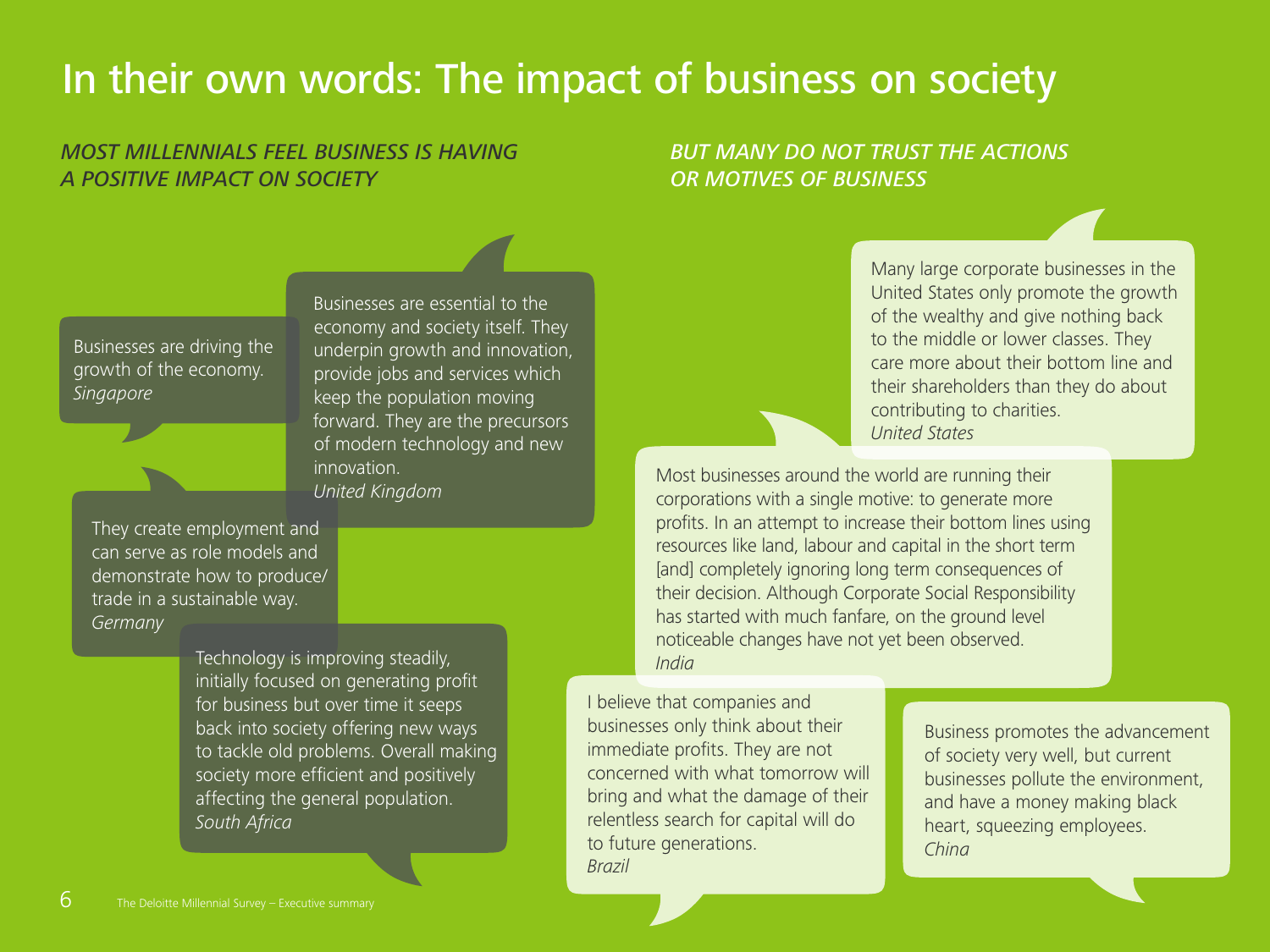# In their own words: The impact of business on society

## *MOST MILLENNIALS FEEL BUSINESS IS HAVING A POSITIVE IMPACT ON SOCIETY*

Businesses are driving the growth of the economy.
*Singapore*

Businesses are essential to the economy and society itself. They underpin growth and innovation, provide jobs and services which keep the population moving forward. They are the precursors of modern technology and new innovation.
*United Kingdom*

They create employment and can serve as role models and demonstrate how to produce/trade in a sustainable way.
*Germany*

Technology is improving steadily, initially focused on generating profit for business but over time it seeps back into society offering new ways to tackle old problems. Overall making society more efficient and positively affecting the general population.
*South Africa*

## *BUT MANY DO NOT TRUST THE ACTIONS OR MOTIVES OF BUSINESS*

Many large corporate businesses in the United States only promote the growth of the wealthy and give nothing back to the middle or lower classes. They care more about their bottom line and their shareholders than they do about contributing to charities.
*United States*

Most businesses around the world are running their corporations with a single motive: to generate more profits. In an attempt to increase their bottom lines using resources like land, labour and capital in the short term [and] completely ignoring long term consequences of their decision. Although Corporate Social Responsibility has started with much fanfare, on the ground level noticeable changes have not yet been observed.
*India*

I believe that companies and businesses only think about their immediate profits. They are not concerned with what tomorrow will bring and what the damage of their relentless search for capital will do to future generations.
*Brazil*

Business promotes the advancement of society very well, but current businesses pollute the environment, and have a money making black heart, squeezing employees.
*China*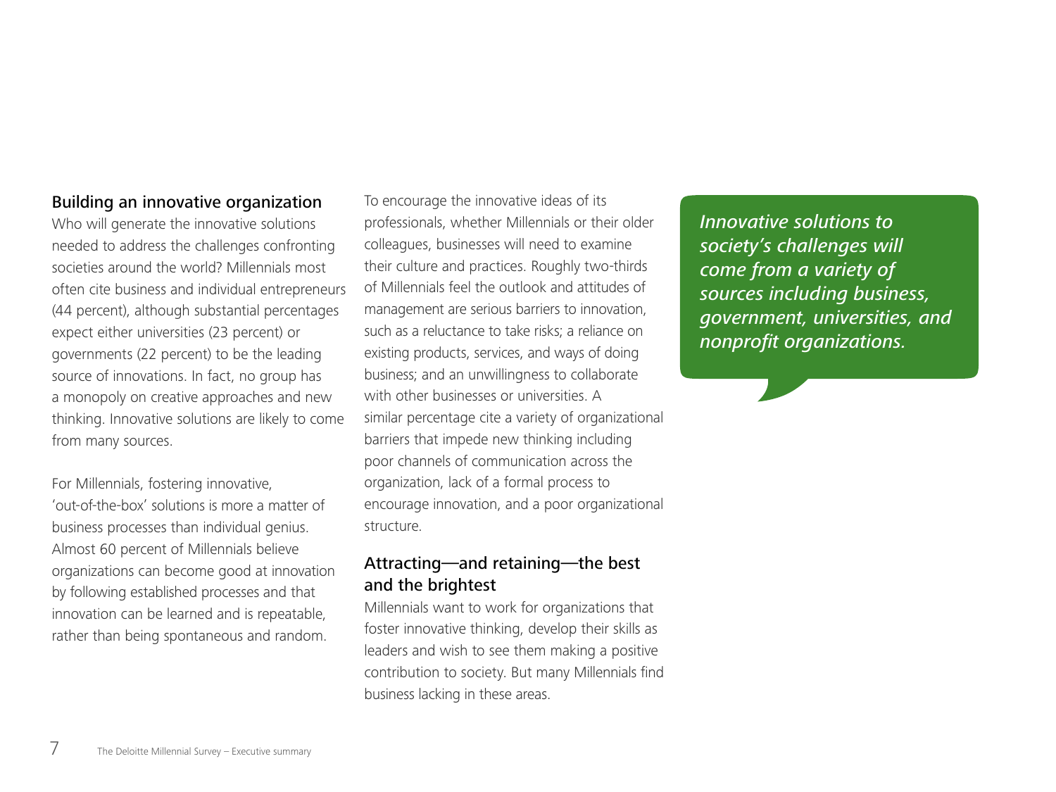## Building an innovative organization

Who will generate the innovative solutions needed to address the challenges confronting societies around the world? Millennials most often cite business and individual entrepreneurs (44 percent), although substantial percentages expect either universities (23 percent) or governments (22 percent) to be the leading source of innovations. In fact, no group has a monopoly on creative approaches and new thinking. Innovative solutions are likely to come from many sources.

For Millennials, fostering innovative, 'out-of-the-box' solutions is more a matter of business processes than individual genius. Almost 60 percent of Millennials believe organizations can become good at innovation by following established processes and that innovation can be learned and is repeatable, rather than being spontaneous and random.

To encourage the innovative ideas of its professionals, whether Millennials or their older colleagues, businesses will need to examine their culture and practices. Roughly two-thirds of Millennials feel the outlook and attitudes of management are serious barriers to innovation, such as a reluctance to take risks; a reliance on existing products, services, and ways of doing business; and an unwillingness to collaborate with other businesses or universities. A similar percentage cite a variety of organizational barriers that impede new thinking including poor channels of communication across the organization, lack of a formal process to encourage innovation, and a poor organizational structure.

## Attracting—and retaining—the best and the brightest

Millennials want to work for organizations that foster innovative thinking, develop their skills as leaders and wish to see them making a positive contribution to society. But many Millennials find business lacking in these areas.

*Innovative solutions to society's challenges will come from a variety of sources including business, government, universities, and nonprofit organizations.*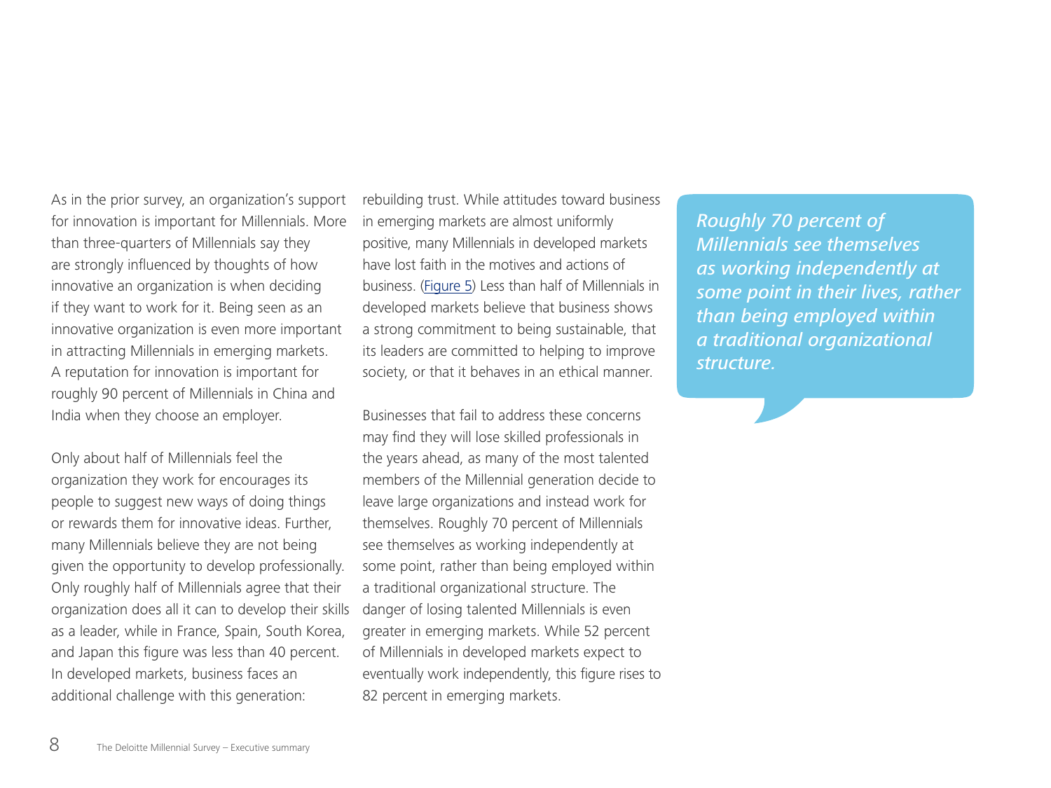As in the prior survey, an organization's support for innovation is important for Millennials. More than three-quarters of Millennials say they are strongly influenced by thoughts of how innovative an organization is when deciding if they want to work for it. Being seen as an innovative organization is even more important in attracting Millennials in emerging markets. A reputation for innovation is important for roughly 90 percent of Millennials in China and India when they choose an employer.

Only about half of Millennials feel the organization they work for encourages its people to suggest new ways of doing things or rewards them for innovative ideas. Further, many Millennials believe they are not being given the opportunity to develop professionally. Only roughly half of Millennials agree that their organization does all it can to develop their skills as a leader, while in France, Spain, South Korea, and Japan this figure was less than 40 percent. In developed markets, business faces an additional challenge with this generation: rebuilding trust. While attitudes toward business in emerging markets are almost uniformly positive, many Millennials in developed markets have lost faith in the motives and actions of business. (Figure 5) Less than half of Millennials in developed markets believe that business shows a strong commitment to being sustainable, that its leaders are committed to helping to improve society, or that it behaves in an ethical manner.

Businesses that fail to address these concerns may find they will lose skilled professionals in the years ahead, as many of the most talented members of the Millennial generation decide to leave large organizations and instead work for themselves. Roughly 70 percent of Millennials see themselves as working independently at some point, rather than being employed within a traditional organizational structure. The danger of losing talented Millennials is even greater in emerging markets. While 52 percent of Millennials in developed markets expect to eventually work independently, this figure rises to 82 percent in emerging markets.

*Roughly 70 percent of Millennials see themselves as working independently at some point in their lives, rather than being employed within a traditional organizational structure.*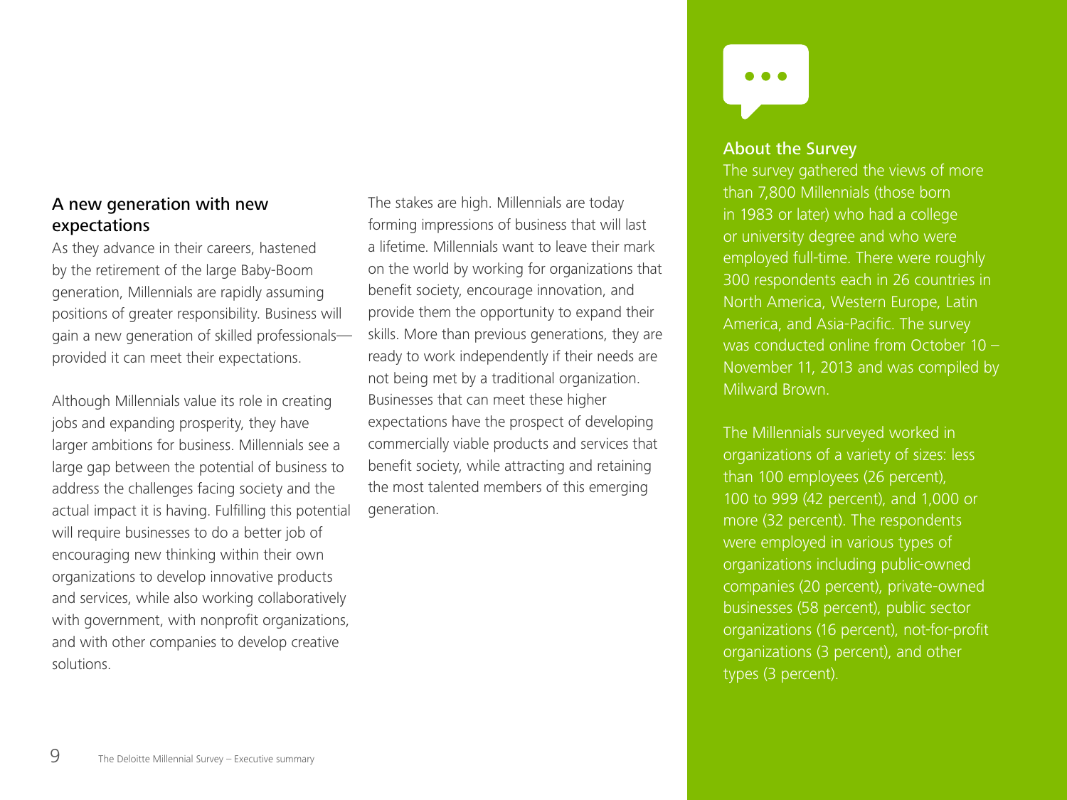## A new generation with new expectations

As they advance in their careers, hastened by the retirement of the large Baby-Boom generation, Millennials are rapidly assuming positions of greater responsibility. Business will gain a new generation of skilled professionals—provided it can meet their expectations.

Although Millennials value its role in creating jobs and expanding prosperity, they have larger ambitions for business. Millennials see a large gap between the potential of business to address the challenges facing society and the actual impact it is having. Fulfilling this potential will require businesses to do a better job of encouraging new thinking within their own organizations to develop innovative products and services, while also working collaboratively with government, with nonprofit organizations, and with other companies to develop creative solutions.

The stakes are high. Millennials are today forming impressions of business that will last a lifetime. Millennials want to leave their mark on the world by working for organizations that benefit society, encourage innovation, and provide them the opportunity to expand their skills. More than previous generations, they are ready to work independently if their needs are not being met by a traditional organization. Businesses that can meet these higher expectations have the prospect of developing commercially viable products and services that benefit society, while attracting and retaining the most talented members of this emerging generation.

### About the Survey

The survey gathered the views of more than 7,800 Millennials (those born in 1983 or later) who had a college or university degree and who were employed full-time. There were roughly 300 respondents each in 26 countries in North America, Western Europe, Latin America, and Asia-Pacific. The survey was conducted online from October 10 – November 11, 2013 and was compiled by Milward Brown.

The Millennials surveyed worked in organizations of a variety of sizes: less than 100 employees (26 percent), 100 to 999 (42 percent), and 1,000 or more (32 percent). The respondents were employed in various types of organizations including public-owned companies (20 percent), private-owned businesses (58 percent), public sector organizations (16 percent), not-for-profit organizations (3 percent), and other types (3 percent).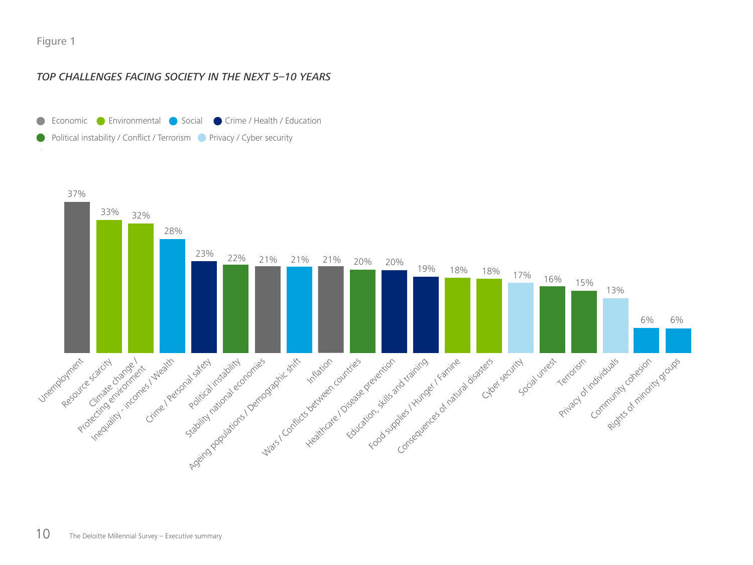Figure 1

*TOP CHALLENGES FACING SOCIETY IN THE NEXT 5–10 YEARS*

Economic | Environmental | Social | Crime / Health / Education | Political instability / Conflict / Terrorism | Privacy / Cyber security

| Challenge | Category | % |
|---|---|---|
| Unemployment | Economic | 37% |
| Resource scarcity | Environmental | 33% |
| Climate change / Protecting environment | Environmental | 32% |
| Inequality - incomes / Wealth | Social | 28% |
| Crime / Personal safety | Crime / Health / Education | 23% |
| Political instability | Political instability / Conflict / Terrorism | 22% |
| Stability national economies | Economic | 21% |
| Ageing populations / Demographic shift | Social | 21% |
| Inflation | Economic | 21% |
| Wars / Conflicts between countries | Political instability / Conflict / Terrorism | 20% |
| Healthcare / Disease prevention | Crime / Health / Education | 20% |
| Education, skills and training | Crime / Health / Education | 19% |
| Food supplies / Hunger / Famine | Environmental | 18% |
| Consequences of natural disasters | Environmental | 18% |
| Cyber security | Privacy / Cyber security | 17% |
| Social unrest | Political instability / Conflict / Terrorism | 16% |
| Terrorism | Political instability / Conflict / Terrorism | 15% |
| Privacy of individuals | Privacy / Cyber security | 13% |
| Community cohesion | Social | 6% |
| Rights of minority groups | Social | 6% |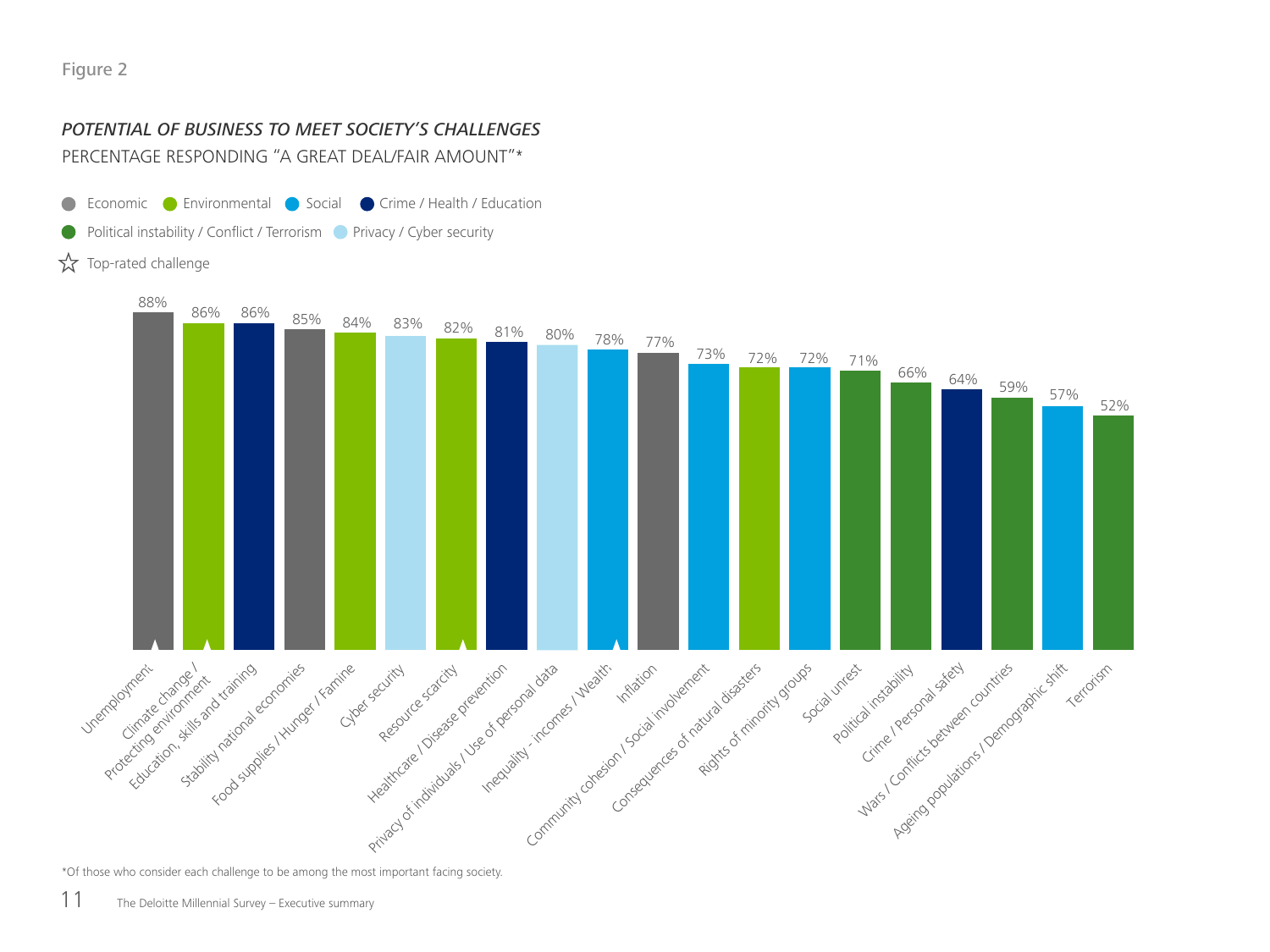Figure 2

*POTENTIAL OF BUSINESS TO MEET SOCIETY'S CHALLENGES*

PERCENTAGE RESPONDING "A GREAT DEAL/FAIR AMOUNT"*

Legend: Economic, Environmental, Social, Crime / Health / Education, Political instability / Conflict / Terrorism, Privacy / Cyber security; ☆ Top-rated challenge

| Challenge | Category | % |
|---|---|---|
| Unemployment ☆ | Economic | 88% |
| Climate change / Protecting environment ☆ | Environmental | 86% |
| Education, skills and training | Crime / Health / Education | 86% |
| Stability national economies | Economic | 85% |
| Food supplies / Hunger / Famine | Environmental | 84% |
| Cyber security | Privacy / Cyber security | 83% |
| Resource scarcity ☆ | Environmental | 82% |
| Healthcare / Disease prevention | Crime / Health / Education | 81% |
| Privacy of individuals / Use of personal data | Privacy / Cyber security | 80% |
| Inequality - incomes / Wealth ☆ | Social | 78% |
| Inflation | Economic | 77% |
| Community cohesion / Social involvement | Social | 73% |
| Consequences of natural disasters | Environmental | 72% |
| Rights of minority groups | Social | 72% |
| Social unrest | Political instability / Conflict / Terrorism | 71% |
| Political instability | Political instability / Conflict / Terrorism | 66% |
| Crime / Personal safety | Crime / Health / Education | 64% |
| Wars / Conflicts between countries | Political instability / Conflict / Terrorism | 59% |
| Ageing populations / Demographic shift | Social | 57% |
| Terrorism | Political instability / Conflict / Terrorism | 52% |

*Of those who consider each challenge to be among the most important facing society.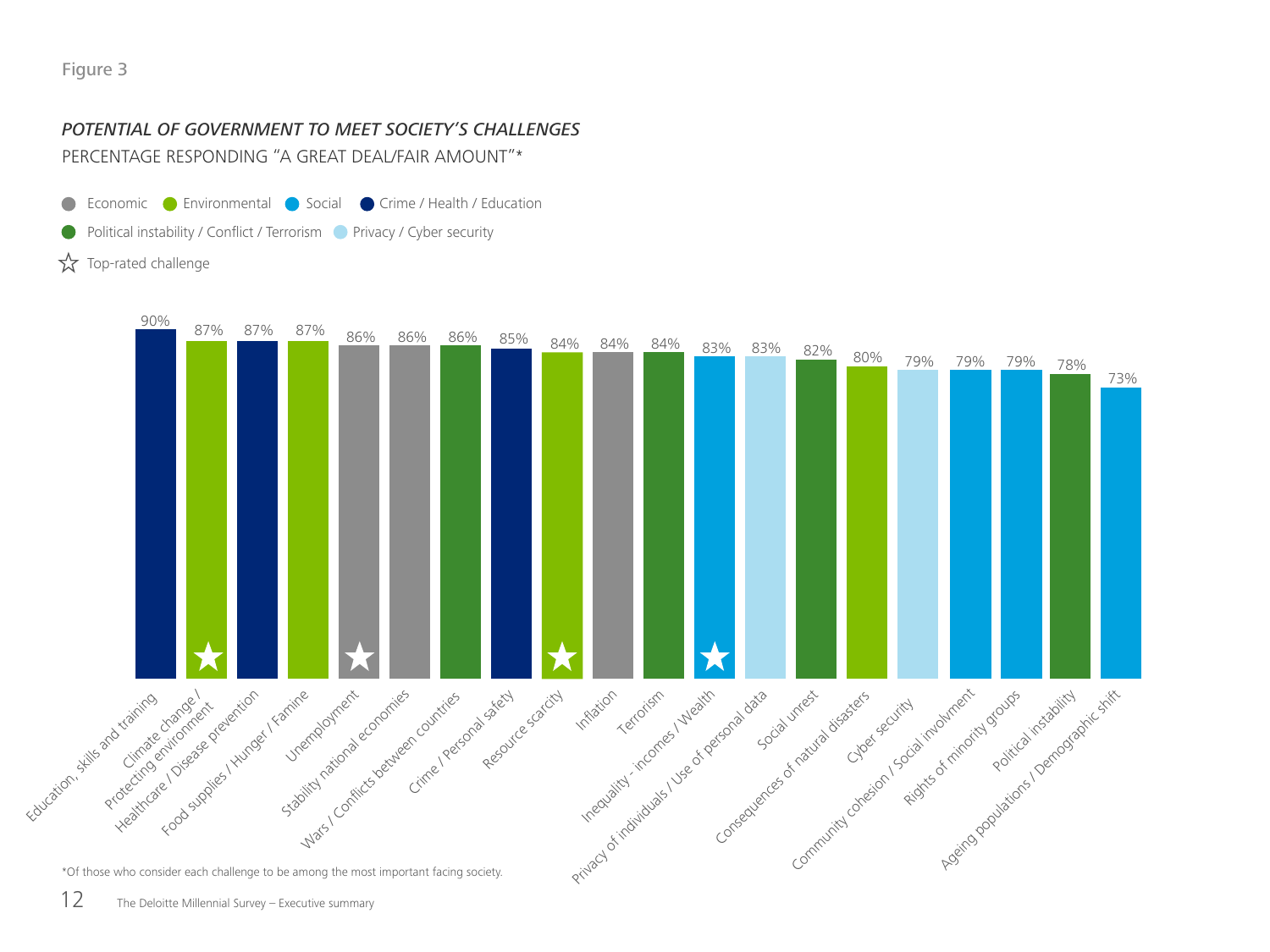Figure 3

***POTENTIAL OF GOVERNMENT TO MEET SOCIETY'S CHALLENGES***

PERCENTAGE RESPONDING "A GREAT DEAL/FAIR AMOUNT"*

Legend: Economic; Environmental; Social; Crime / Health / Education; Political instability / Conflict / Terrorism; Privacy / Cyber security; ☆ Top-rated challenge

| Challenge | Category | Percentage | Top-rated challenge |
|---|---|---|---|
| Education, skills and training | Crime / Health / Education | 90% | |
| Climate change / Protecting environment | Environmental | 87% | ☆ |
| Healthcare / Disease prevention | Crime / Health / Education | 87% | |
| Food supplies / Hunger / Famine | Environmental | 87% | |
| Unemployment | Economic | 86% | ☆ |
| Stability national economies | Economic | 86% | |
| Wars / Conflicts between countries | Political instability / Conflict / Terrorism | 86% | |
| Crime / Personal safety | Crime / Health / Education | 85% | |
| Resource scarcity | Environmental | 84% | ☆ |
| Inflation | Economic | 84% | |
| Terrorism | Political instability / Conflict / Terrorism | 84% | |
| Inequality - incomes / Wealth | Social | 83% | ☆ |
| Privacy of individuals / Use of personal data | Privacy / Cyber security | 83% | |
| Social unrest | Political instability / Conflict / Terrorism | 82% | |
| Consequences of natural disasters | Environmental | 80% | |
| Cyber security | Privacy / Cyber security | 79% | |
| Community cohesion / Social involvment | Social | 79% | |
| Rights of minority groups | Social | 79% | |
| Political instability | Political instability / Conflict / Terrorism | 78% | |
| Ageing populations / Demographic shift | Social | 73% | |

*Of those who consider each challenge to be among the most important facing society.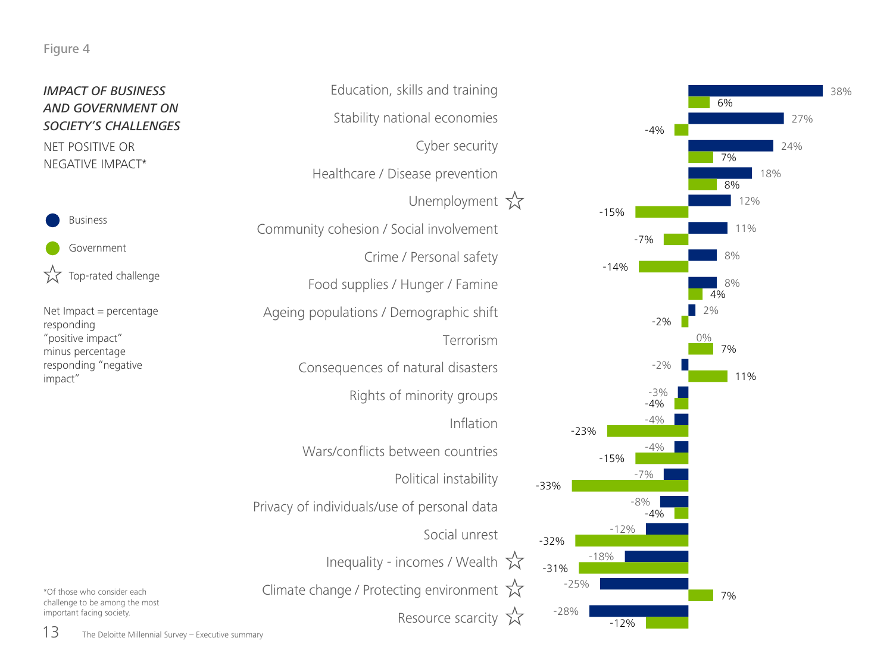Figure 4

*IMPACT OF BUSINESS AND GOVERNMENT ON SOCIETY'S CHALLENGES*

NET POSITIVE OR NEGATIVE IMPACT*

Net Impact = percentage responding "positive impact" minus percentage responding "negative impact"

☆ Top-rated challenge

| Challenge | Business | Government |
|---|---|---|
| Education, skills and training | 38% | 6% |
| Stability national economies | 27% | -4% |
| Cyber security | 24% | 7% |
| Healthcare / Disease prevention | 18% | 8% |
| Unemployment ☆ | 12% | -15% |
| Community cohesion / Social involvement | 11% | -7% |
| Crime / Personal safety | 8% | -14% |
| Food supplies / Hunger / Famine | 8% | 4% |
| Ageing populations / Demographic shift | 2% | -2% |
| Terrorism | 0% | 7% |
| Consequences of natural disasters | -2% | 11% |
| Rights of minority groups | -3% | -4% |
| Inflation | -4% | -23% |
| Wars/conflicts between countries | -4% | -15% |
| Political instability | -7% | -33% |
| Privacy of individuals/use of personal data | -8% | -4% |
| Social unrest | -12% | -32% |
| Inequality - incomes / Wealth ☆ | -18% | -31% |
| Climate change / Protecting environment ☆ | -25% | 7% |
| Resource scarcity ☆ | -28% | -12% |

*Of those who consider each challenge to be among the most important facing society.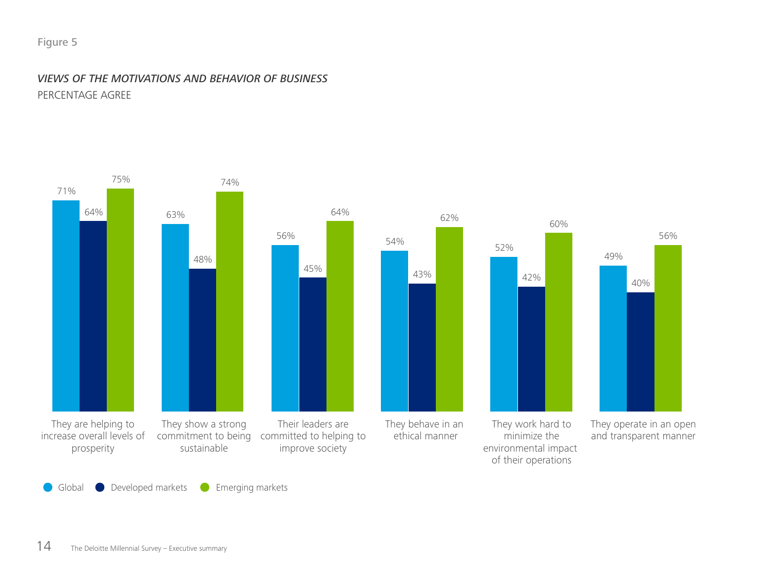Figure 5

*VIEWS OF THE MOTIVATIONS AND BEHAVIOR OF BUSINESS*

PERCENTAGE AGREE

| | Global | Developed markets | Emerging markets |
|---|---|---|---|
| They are helping to increase overall levels of prosperity | 71% | 64% | 75% |
| They show a strong commitment to being sustainable | 63% | 48% | 74% |
| Their leaders are committed to helping to improve society | 56% | 45% | 64% |
| They behave in an ethical manner | 54% | 43% | 62% |
| They work hard to minimize the environmental impact of their operations | 52% | 42% | 60% |
| They operate in an open and transparent manner | 49% | 40% | 56% |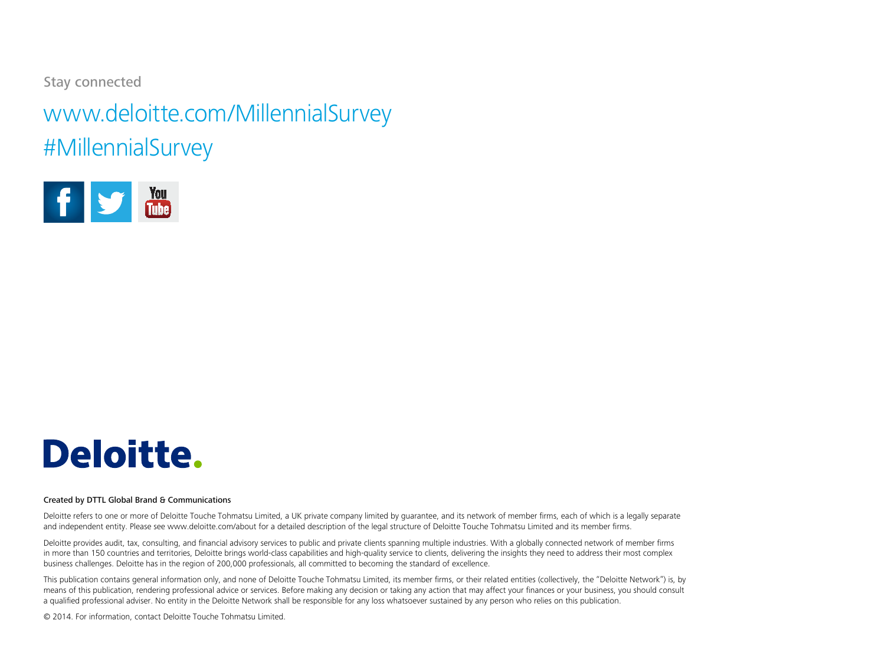Stay connected

www.deloitte.com/MillennialSurvey

#MillennialSurvey

Deloitte.

**Created by DTTL Global Brand & Communications**

Deloitte refers to one or more of Deloitte Touche Tohmatsu Limited, a UK private company limited by guarantee, and its network of member firms, each of which is a legally separate and independent entity. Please see www.deloitte.com/about for a detailed description of the legal structure of Deloitte Touche Tohmatsu Limited and its member firms.

Deloitte provides audit, tax, consulting, and financial advisory services to public and private clients spanning multiple industries. With a globally connected network of member firms in more than 150 countries and territories, Deloitte brings world-class capabilities and high-quality service to clients, delivering the insights they need to address their most complex business challenges. Deloitte has in the region of 200,000 professionals, all committed to becoming the standard of excellence.

This publication contains general information only, and none of Deloitte Touche Tohmatsu Limited, its member firms, or their related entities (collectively, the "Deloitte Network") is, by means of this publication, rendering professional advice or services. Before making any decision or taking any action that may affect your finances or your business, you should consult a qualified professional adviser. No entity in the Deloitte Network shall be responsible for any loss whatsoever sustained by any person who relies on this publication.

© 2014. For information, contact Deloitte Touche Tohmatsu Limited.